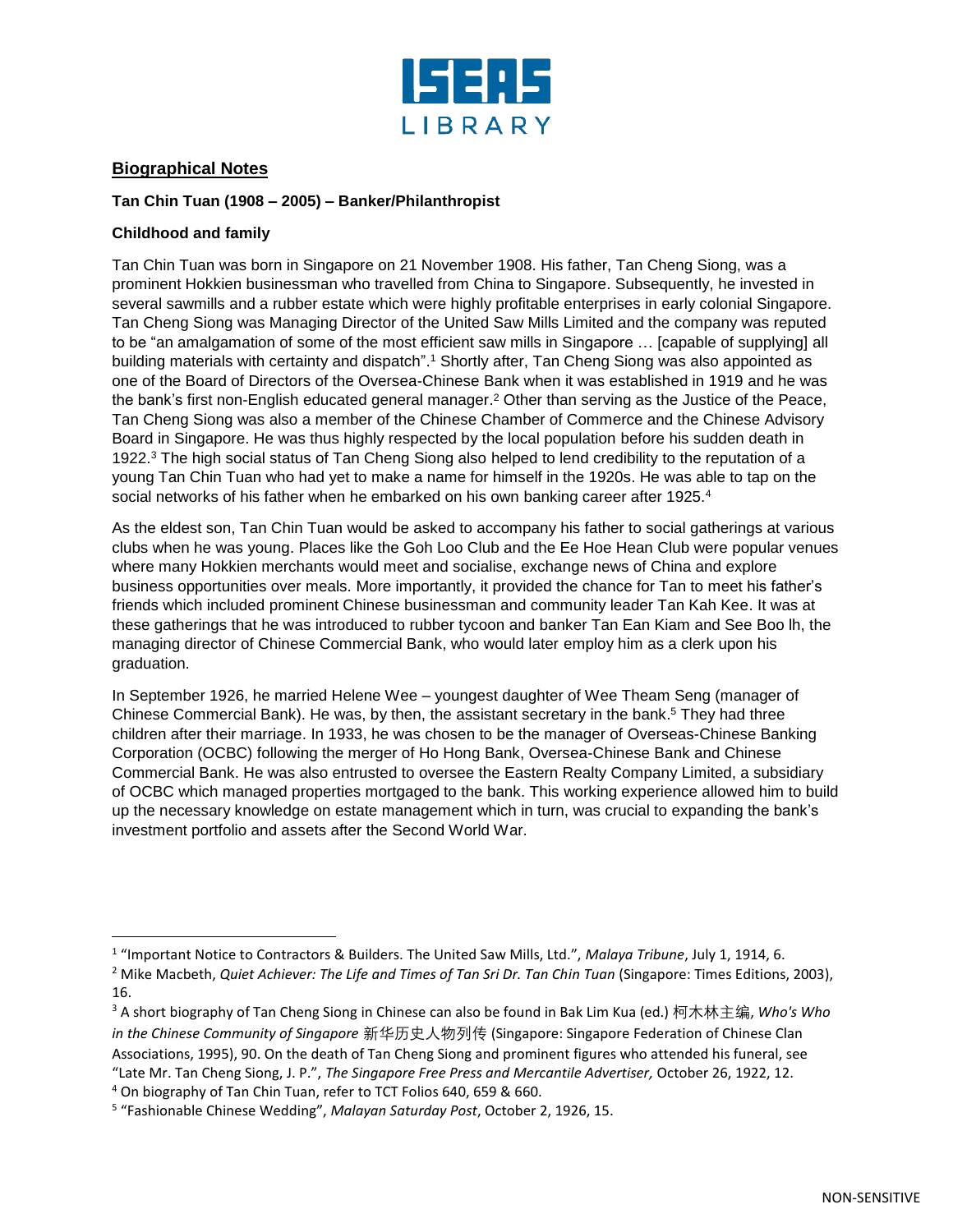ISEAS LIBRARY

## Biographical Notes

**Tan Chin Tuan (1908 – 2005) – Banker/Philanthropist**

**Childhood and family**

Tan Chin Tuan was born in Singapore on 21 November 1908. His father, Tan Cheng Siong, was a prominent Hokkien businessman who travelled from China to Singapore. Subsequently, he invested in several sawmills and a rubber estate which were highly profitable enterprises in early colonial Singapore. Tan Cheng Siong was Managing Director of the United Saw Mills Limited and the company was reputed to be "an amalgamation of some of the most efficient saw mills in Singapore … [capable of supplying] all building materials with certainty and dispatch".[1] Shortly after, Tan Cheng Siong was also appointed as one of the Board of Directors of the Oversea-Chinese Bank when it was established in 1919 and he was the bank's first non-English educated general manager.[2] Other than serving as the Justice of the Peace, Tan Cheng Siong was also a member of the Chinese Chamber of Commerce and the Chinese Advisory Board in Singapore. He was thus highly respected by the local population before his sudden death in 1922.[3] The high social status of Tan Cheng Siong also helped to lend credibility to the reputation of a young Tan Chin Tuan who had yet to make a name for himself in the 1920s. He was able to tap on the social networks of his father when he embarked on his own banking career after 1925.[4]

As the eldest son, Tan Chin Tuan would be asked to accompany his father to social gatherings at various clubs when he was young. Places like the Goh Loo Club and the Ee Hoe Hean Club were popular venues where many Hokkien merchants would meet and socialise, exchange news of China and explore business opportunities over meals. More importantly, it provided the chance for Tan to meet his father's friends which included prominent Chinese businessman and community leader Tan Kah Kee. It was at these gatherings that he was introduced to rubber tycoon and banker Tan Ean Kiam and See Boo lh, the managing director of Chinese Commercial Bank, who would later employ him as a clerk upon his graduation.

In September 1926, he married Helene Wee – youngest daughter of Wee Theam Seng (manager of Chinese Commercial Bank). He was, by then, the assistant secretary in the bank.[5] They had three children after their marriage. In 1933, he was chosen to be the manager of Overseas-Chinese Banking Corporation (OCBC) following the merger of Ho Hong Bank, Oversea-Chinese Bank and Chinese Commercial Bank. He was also entrusted to oversee the Eastern Realty Company Limited, a subsidiary of OCBC which managed properties mortgaged to the bank. This working experience allowed him to build up the necessary knowledge on estate management which in turn, was crucial to expanding the bank's investment portfolio and assets after the Second World War.

---

[1] "Important Notice to Contractors & Builders. The United Saw Mills, Ltd.", *Malaya Tribune*, July 1, 1914, 6.

[2] Mike Macbeth, *Quiet Achiever: The Life and Times of Tan Sri Dr. Tan Chin Tuan* (Singapore: Times Editions, 2003), 16.

[3] A short biography of Tan Cheng Siong in Chinese can also be found in Bak Lim Kua (ed.) 柯木林主编, *Who's Who in the Chinese Community of Singapore* 新华历史人物列传 (Singapore: Singapore Federation of Chinese Clan Associations, 1995), 90. On the death of Tan Cheng Siong and prominent figures who attended his funeral, see "Late Mr. Tan Cheng Siong, J. P.", *The Singapore Free Press and Mercantile Advertiser,* October 26, 1922, 12.

[4] On biography of Tan Chin Tuan, refer to TCT Folios 640, 659 & 660.

[5] "Fashionable Chinese Wedding", *Malayan Saturday Post*, October 2, 1926, 15.

NON-SENSITIVE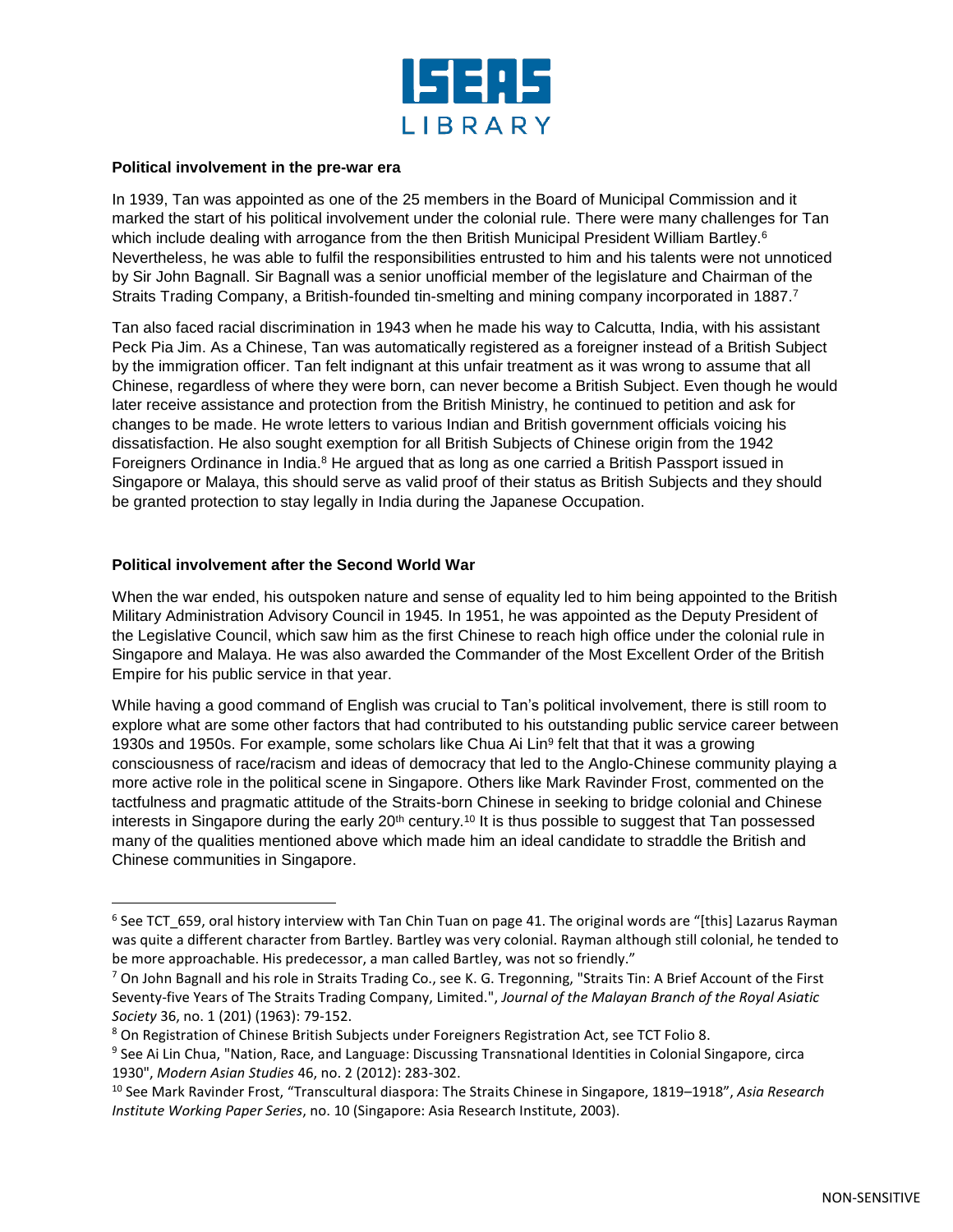**Political involvement in the pre-war era**

In 1939, Tan was appointed as one of the 25 members in the Board of Municipal Commission and it marked the start of his political involvement under the colonial rule. There were many challenges for Tan which include dealing with arrogance from the then British Municipal President William Bartley.[6] Nevertheless, he was able to fulfil the responsibilities entrusted to him and his talents were not unnoticed by Sir John Bagnall. Sir Bagnall was a senior unofficial member of the legislature and Chairman of the Straits Trading Company, a British-founded tin-smelting and mining company incorporated in 1887.[7]

Tan also faced racial discrimination in 1943 when he made his way to Calcutta, India, with his assistant Peck Pia Jim. As a Chinese, Tan was automatically registered as a foreigner instead of a British Subject by the immigration officer. Tan felt indignant at this unfair treatment as it was wrong to assume that all Chinese, regardless of where they were born, can never become a British Subject. Even though he would later receive assistance and protection from the British Ministry, he continued to petition and ask for changes to be made. He wrote letters to various Indian and British government officials voicing his dissatisfaction. He also sought exemption for all British Subjects of Chinese origin from the 1942 Foreigners Ordinance in India.[8] He argued that as long as one carried a British Passport issued in Singapore or Malaya, this should serve as valid proof of their status as British Subjects and they should be granted protection to stay legally in India during the Japanese Occupation.

**Political involvement after the Second World War**

When the war ended, his outspoken nature and sense of equality led to him being appointed to the British Military Administration Advisory Council in 1945. In 1951, he was appointed as the Deputy President of the Legislative Council, which saw him as the first Chinese to reach high office under the colonial rule in Singapore and Malaya. He was also awarded the Commander of the Most Excellent Order of the British Empire for his public service in that year.

While having a good command of English was crucial to Tan's political involvement, there is still room to explore what are some other factors that had contributed to his outstanding public service career between 1930s and 1950s. For example, some scholars like Chua Ai Lin[9] felt that that it was a growing consciousness of race/racism and ideas of democracy that led to the Anglo-Chinese community playing a more active role in the political scene in Singapore. Others like Mark Ravinder Frost, commented on the tactfulness and pragmatic attitude of the Straits-born Chinese in seeking to bridge colonial and Chinese interests in Singapore during the early 20th century.[10] It is thus possible to suggest that Tan possessed many of the qualities mentioned above which made him an ideal candidate to straddle the British and Chinese communities in Singapore.

---

[6] See TCT_659, oral history interview with Tan Chin Tuan on page 41. The original words are "[this] Lazarus Rayman was quite a different character from Bartley. Bartley was very colonial. Rayman although still colonial, he tended to be more approachable. His predecessor, a man called Bartley, was not so friendly."

[7] On John Bagnall and his role in Straits Trading Co., see K. G. Tregonning, "Straits Tin: A Brief Account of the First Seventy-five Years of The Straits Trading Company, Limited.", *Journal of the Malayan Branch of the Royal Asiatic Society* 36, no. 1 (201) (1963): 79-152.

[8] On Registration of Chinese British Subjects under Foreigners Registration Act, see TCT Folio 8.

[9] See Ai Lin Chua, "Nation, Race, and Language: Discussing Transnational Identities in Colonial Singapore, circa 1930", *Modern Asian Studies* 46, no. 2 (2012): 283-302.

[10] See Mark Ravinder Frost, "Transcultural diaspora: The Straits Chinese in Singapore, 1819–1918", *Asia Research Institute Working Paper Series*, no. 10 (Singapore: Asia Research Institute, 2003).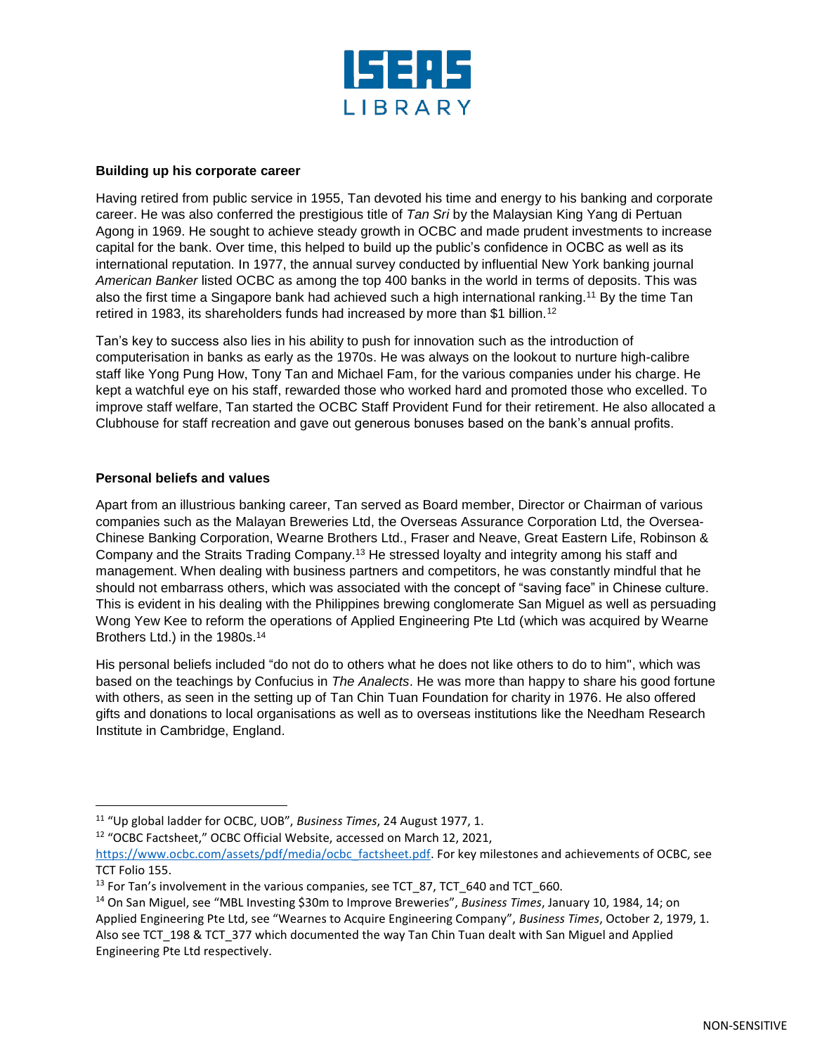### Building up his corporate career

Having retired from public service in 1955, Tan devoted his time and energy to his banking and corporate career. He was also conferred the prestigious title of *Tan Sri* by the Malaysian King Yang di Pertuan Agong in 1969. He sought to achieve steady growth in OCBC and made prudent investments to increase capital for the bank. Over time, this helped to build up the public's confidence in OCBC as well as its international reputation. In 1977, the annual survey conducted by influential New York banking journal *American Banker* listed OCBC as among the top 400 banks in the world in terms of deposits. This was also the first time a Singapore bank had achieved such a high international ranking.[11] By the time Tan retired in 1983, its shareholders funds had increased by more than $1 billion.[12]

Tan's key to success also lies in his ability to push for innovation such as the introduction of computerisation in banks as early as the 1970s. He was always on the lookout to nurture high-calibre staff like Yong Pung How, Tony Tan and Michael Fam, for the various companies under his charge. He kept a watchful eye on his staff, rewarded those who worked hard and promoted those who excelled. To improve staff welfare, Tan started the OCBC Staff Provident Fund for their retirement. He also allocated a Clubhouse for staff recreation and gave out generous bonuses based on the bank's annual profits.

### Personal beliefs and values

Apart from an illustrious banking career, Tan served as Board member, Director or Chairman of various companies such as the Malayan Breweries Ltd, the Overseas Assurance Corporation Ltd, the Oversea-Chinese Banking Corporation, Wearne Brothers Ltd., Fraser and Neave, Great Eastern Life, Robinson & Company and the Straits Trading Company.[13] He stressed loyalty and integrity among his staff and management. When dealing with business partners and competitors, he was constantly mindful that he should not embarrass others, which was associated with the concept of "saving face" in Chinese culture. This is evident in his dealing with the Philippines brewing conglomerate San Miguel as well as persuading Wong Yew Kee to reform the operations of Applied Engineering Pte Ltd (which was acquired by Wearne Brothers Ltd.) in the 1980s.[14]

His personal beliefs included "do not do to others what he does not like others to do to him", which was based on the teachings by Confucius in *The Analects*. He was more than happy to share his good fortune with others, as seen in the setting up of Tan Chin Tuan Foundation for charity in 1976. He also offered gifts and donations to local organisations as well as to overseas institutions like the Needham Research Institute in Cambridge, England.

---

[11] "Up global ladder for OCBC, UOB", *Business Times*, 24 August 1977, 1.

[12] "OCBC Factsheet," OCBC Official Website, accessed on March 12, 2021, https://www.ocbc.com/assets/pdf/media/ocbc_factsheet.pdf. For key milestones and achievements of OCBC, see TCT Folio 155.

[13] For Tan's involvement in the various companies, see TCT_87, TCT_640 and TCT_660.

[14] On San Miguel, see "MBL Investing $30m to Improve Breweries", *Business Times*, January 10, 1984, 14; on Applied Engineering Pte Ltd, see "Wearnes to Acquire Engineering Company", *Business Times*, October 2, 1979, 1. Also see TCT_198 & TCT_377 which documented the way Tan Chin Tuan dealt with San Miguel and Applied Engineering Pte Ltd respectively.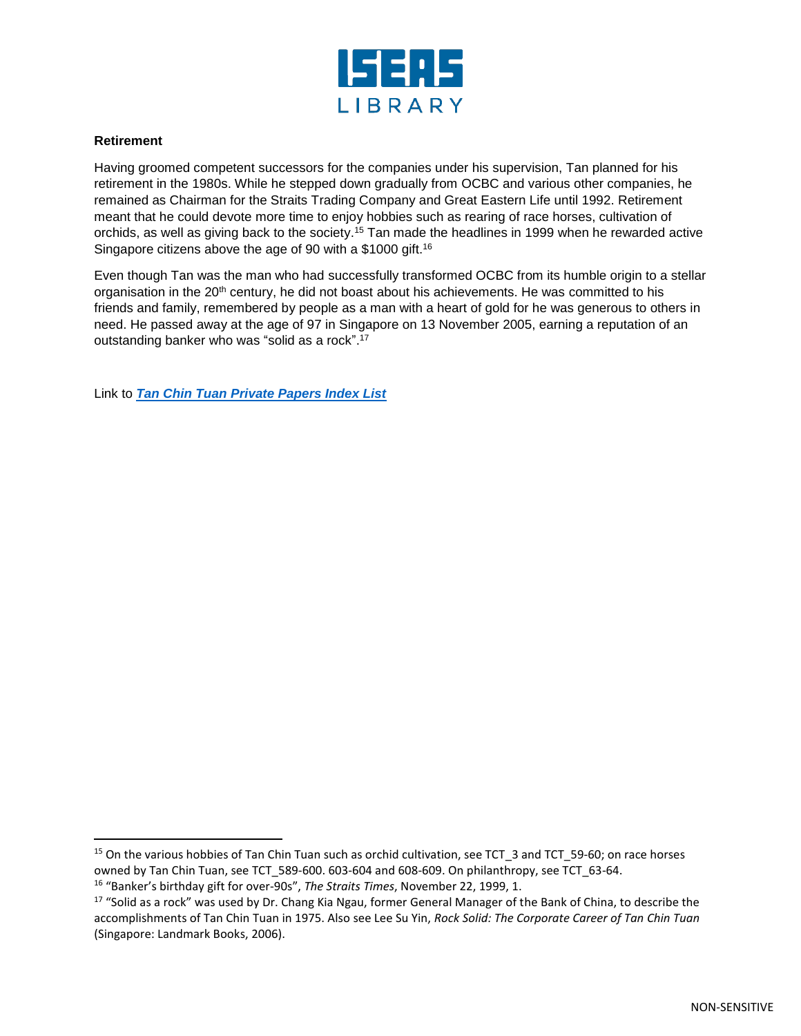### Retirement

Having groomed competent successors for the companies under his supervision, Tan planned for his retirement in the 1980s. While he stepped down gradually from OCBC and various other companies, he remained as Chairman for the Straits Trading Company and Great Eastern Life until 1992. Retirement meant that he could devote more time to enjoy hobbies such as rearing of race horses, cultivation of orchids, as well as giving back to the society.[15] Tan made the headlines in 1999 when he rewarded active Singapore citizens above the age of 90 with a $1000 gift.[16]

Even though Tan was the man who had successfully transformed OCBC from its humble origin to a stellar organisation in the 20th century, he did not boast about his achievements. He was committed to his friends and family, remembered by people as a man with a heart of gold for he was generous to others in need. He passed away at the age of 97 in Singapore on 13 November 2005, earning a reputation of an outstanding banker who was “solid as a rock”.[17]

Link to ***Tan Chin Tuan Private Papers Index List***

---

[15] On the various hobbies of Tan Chin Tuan such as orchid cultivation, see TCT_3 and TCT_59-60; on race horses owned by Tan Chin Tuan, see TCT_589-600. 603-604 and 608-609. On philanthropy, see TCT_63-64.

[16] “Banker’s birthday gift for over-90s”, *The Straits Times*, November 22, 1999, 1.

[17] “Solid as a rock” was used by Dr. Chang Kia Ngau, former General Manager of the Bank of China, to describe the accomplishments of Tan Chin Tuan in 1975. Also see Lee Su Yin, *Rock Solid: The Corporate Career of Tan Chin Tuan* (Singapore: Landmark Books, 2006).

NON-SENSITIVE